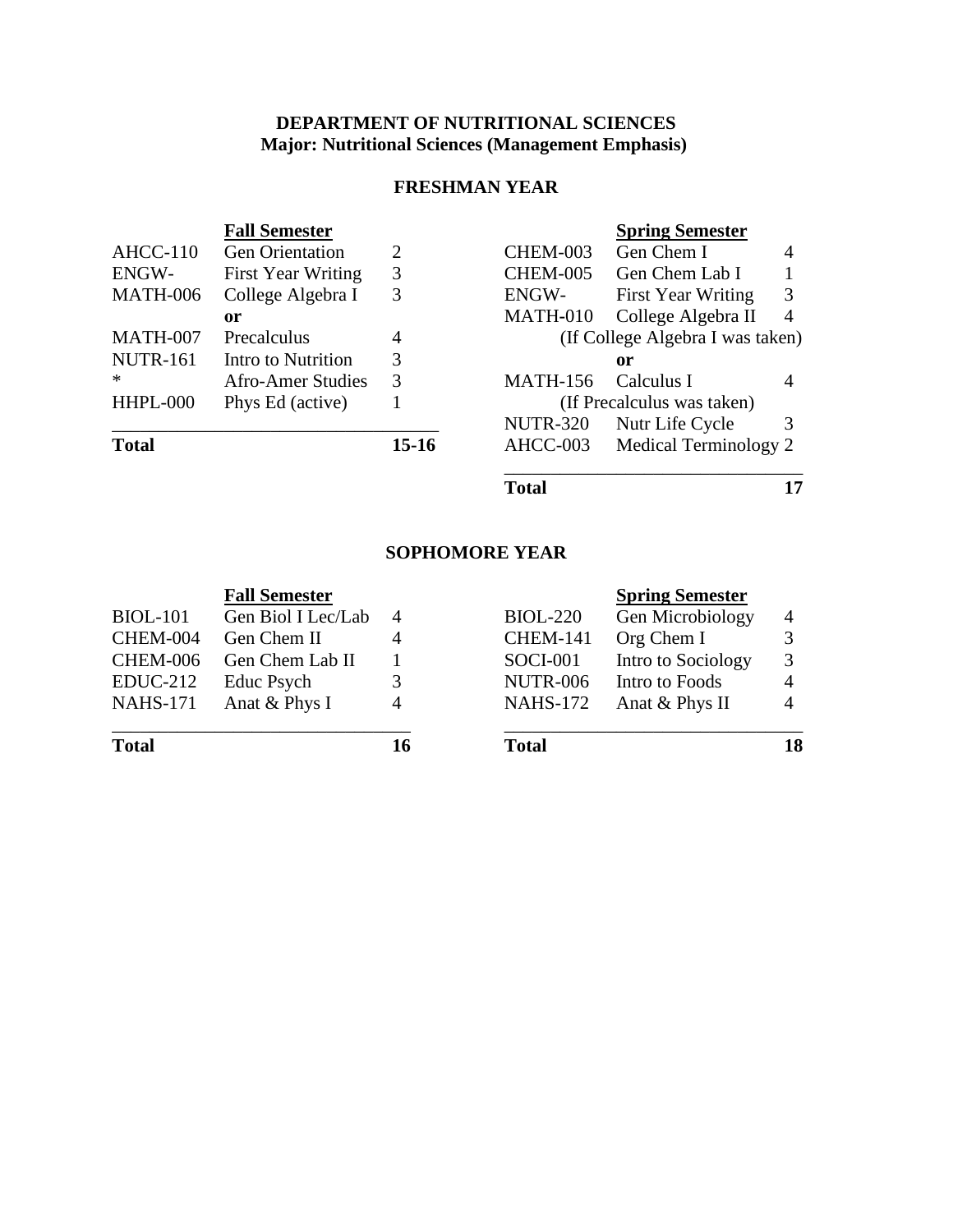# DEPARTMENT OF NUTRITIONAL SCIENCES
## Major: Nutritional Sciences (Management Emphasis)

### FRESHMAN YEAR

**Fall Semester**

| Course | Title | Credits |
|---|---|---|
| AHCC-110 | Gen Orientation | 2 |
| ENGW- | First Year Writing | 3 |
| MATH-006 | College Algebra I | 3 |
| | **or** | |
| MATH-007 | Precalculus | 4 |
| NUTR-161 | Intro to Nutrition | 3 |
| * | Afro-Amer Studies | 3 |
| HHPL-000 | Phys Ed (active) | 1 |
| **Total** | | **15-16** |

**Spring Semester**

| Course | Title | Credits |
|---|---|---|
| CHEM-003 | Gen Chem I | 4 |
| CHEM-005 | Gen Chem Lab I | 1 |
| ENGW- | First Year Writing | 3 |
| MATH-010 | College Algebra II | 4 |
| | (If College Algebra I was taken) | |
| | **or** | |
| MATH-156 | Calculus I | 4 |
| | (If Precalculus was taken) | |
| NUTR-320 | Nutr Life Cycle | 3 |
| AHCC-003 | Medical Terminology | 2 |
| **Total** | | **17** |

### SOPHOMORE YEAR

**Fall Semester**

| Course | Title | Credits |
|---|---|---|
| BIOL-101 | Gen Biol I Lec/Lab | 4 |
| CHEM-004 | Gen Chem II | 4 |
| CHEM-006 | Gen Chem Lab II | 1 |
| EDUC-212 | Educ Psych | 3 |
| NAHS-171 | Anat & Phys I | 4 |
| **Total** | | **16** |

**Spring Semester**

| Course | Title | Credits |
|---|---|---|
| BIOL-220 | Gen Microbiology | 4 |
| CHEM-141 | Org Chem I | 3 |
| SOCI-001 | Intro to Sociology | 3 |
| NUTR-006 | Intro to Foods | 4 |
| NAHS-172 | Anat & Phys II | 4 |
| **Total** | | **18** |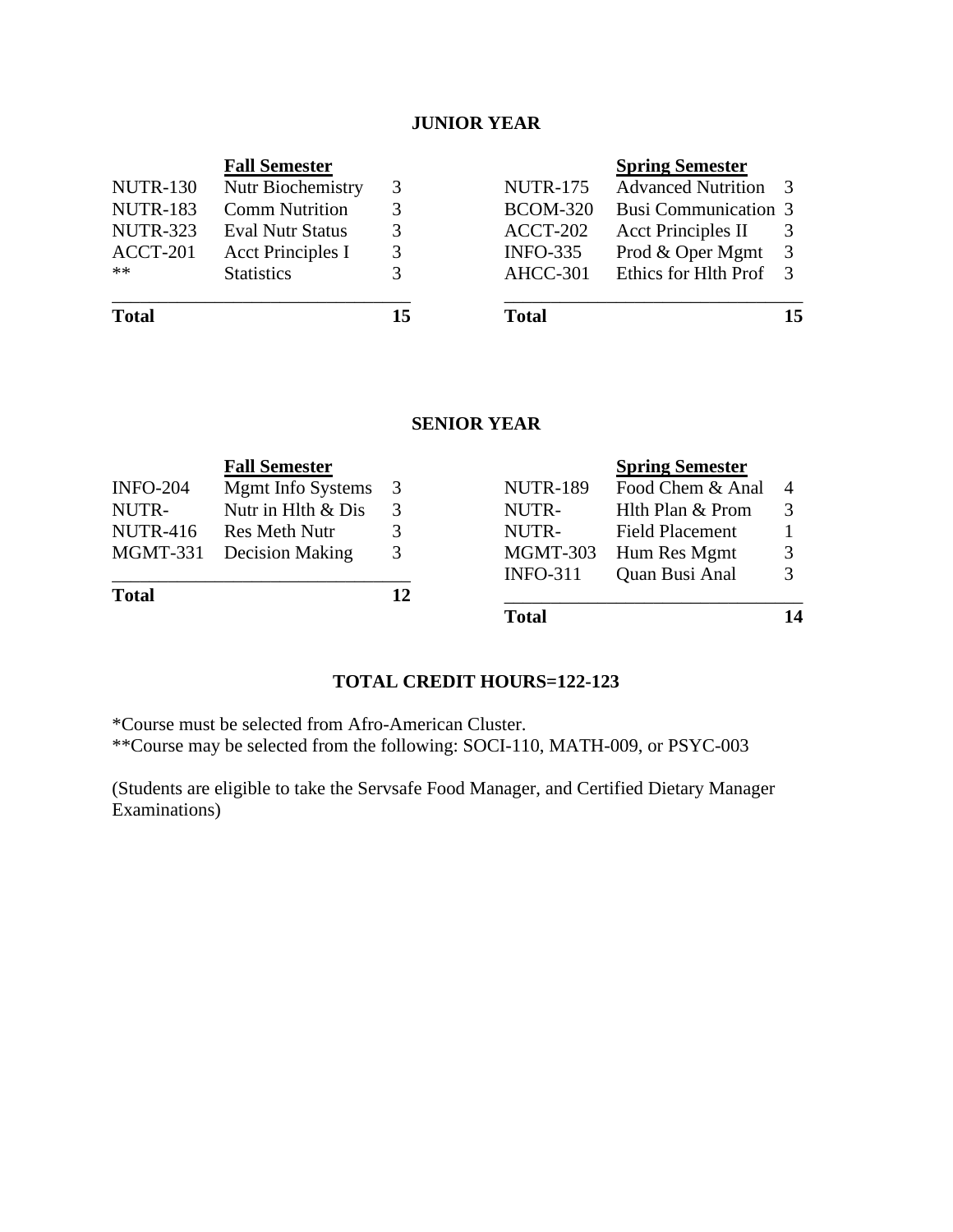## JUNIOR YEAR

| | Fall Semester | | | Spring Semester | |
|---|---|---|---|---|---|
| NUTR-130 | Nutr Biochemistry | 3 | NUTR-175 | Advanced Nutrition | 3 |
| NUTR-183 | Comm Nutrition | 3 | BCOM-320 | Busi Communication | 3 |
| NUTR-323 | Eval Nutr Status | 3 | ACCT-202 | Acct Principles II | 3 |
| ACCT-201 | Acct Principles I | 3 | INFO-335 | Prod & Oper Mgmt | 3 |
| ** | Statistics | 3 | AHCC-301 | Ethics for Hlth Prof | 3 |
| **Total** | | **15** | **Total** | | **15** |

## SENIOR YEAR

| | Fall Semester | | | Spring Semester | |
|---|---|---|---|---|---|
| INFO-204 | Mgmt Info Systems | 3 | NUTR-189 | Food Chem & Anal | 4 |
| NUTR- | Nutr in Hlth & Dis | 3 | NUTR- | Hlth Plan & Prom | 3 |
| NUTR-416 | Res Meth Nutr | 3 | NUTR- | Field Placement | 1 |
| MGMT-331 | Decision Making | 3 | MGMT-303 | Hum Res Mgmt | 3 |
| | | | INFO-311 | Quan Busi Anal | 3 |
| **Total** | | **12** | **Total** | | **14** |

**TOTAL CREDIT HOURS=122-123**

*Course must be selected from Afro-American Cluster.
**Course may be selected from the following: SOCI-110, MATH-009, or PSYC-003

(Students are eligible to take the Servsafe Food Manager, and Certified Dietary Manager Examinations)